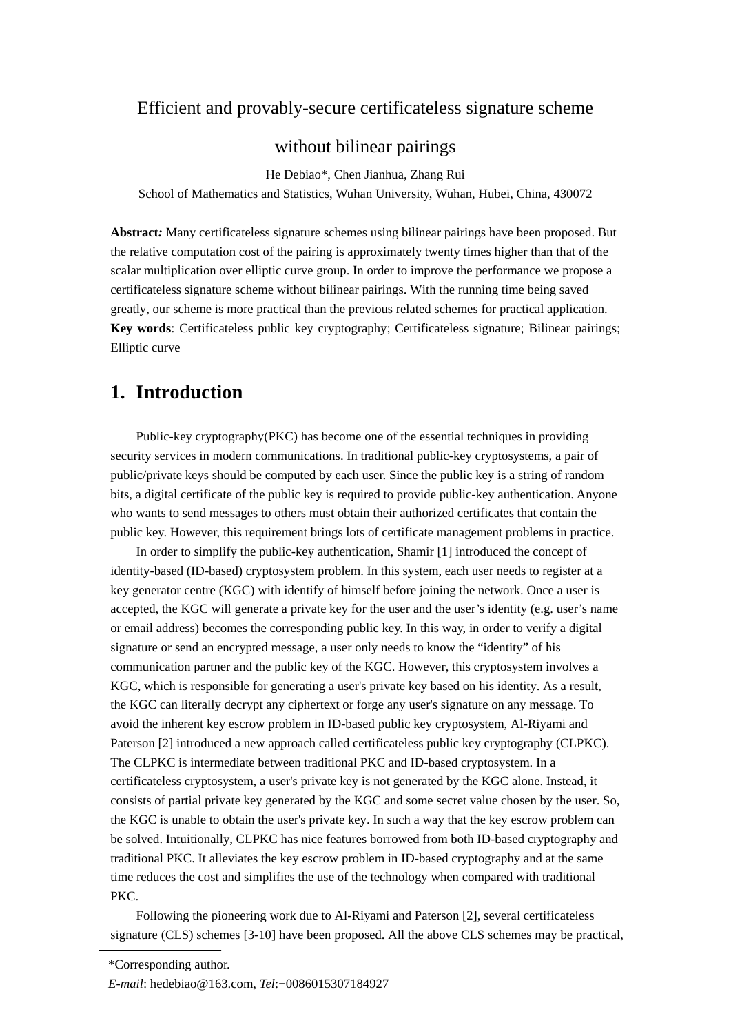# Efficient and provably-secure certificateless signature scheme without bilinear pairings

He Debiao*, Chen Jianhua, Zhang Rui

School of Mathematics and Statistics, Wuhan University, Wuhan, Hubei, China, 430072

**Abstract:** Many certificateless signature schemes using bilinear pairings have been proposed. But the relative computation cost of the pairing is approximately twenty times higher than that of the scalar multiplication over elliptic curve group. In order to improve the performance we propose a certificateless signature scheme without bilinear pairings. With the running time being saved greatly, our scheme is more practical than the previous related schemes for practical application.

**Key words**: Certificateless public key cryptography; Certificateless signature; Bilinear pairings; Elliptic curve

## 1. Introduction

Public-key cryptography(PKC) has become one of the essential techniques in providing security services in modern communications. In traditional public-key cryptosystems, a pair of public/private keys should be computed by each user. Since the public key is a string of random bits, a digital certificate of the public key is required to provide public-key authentication. Anyone who wants to send messages to others must obtain their authorized certificates that contain the public key. However, this requirement brings lots of certificate management problems in practice.

In order to simplify the public-key authentication, Shamir [1] introduced the concept of identity-based (ID-based) cryptosystem problem. In this system, each user needs to register at a key generator centre (KGC) with identify of himself before joining the network. Once a user is accepted, the KGC will generate a private key for the user and the user's identity (e.g. user's name or email address) becomes the corresponding public key. In this way, in order to verify a digital signature or send an encrypted message, a user only needs to know the "identity" of his communication partner and the public key of the KGC. However, this cryptosystem involves a KGC, which is responsible for generating a user's private key based on his identity. As a result, the KGC can literally decrypt any ciphertext or forge any user's signature on any message. To avoid the inherent key escrow problem in ID-based public key cryptosystem, Al-Riyami and Paterson [2] introduced a new approach called certificateless public key cryptography (CLPKC). The CLPKC is intermediate between traditional PKC and ID-based cryptosystem. In a certificateless cryptosystem, a user's private key is not generated by the KGC alone. Instead, it consists of partial private key generated by the KGC and some secret value chosen by the user. So, the KGC is unable to obtain the user's private key. In such a way that the key escrow problem can be solved. Intuitionally, CLPKC has nice features borrowed from both ID-based cryptography and traditional PKC. It alleviates the key escrow problem in ID-based cryptography and at the same time reduces the cost and simplifies the use of the technology when compared with traditional PKC.

Following the pioneering work due to Al-Riyami and Paterson [2], several certificateless signature (CLS) schemes [3-10] have been proposed. All the above CLS schemes may be practical,

*Corresponding author.

*E-mail*: hedebiao@163.com, *Tel*:+0086015307184927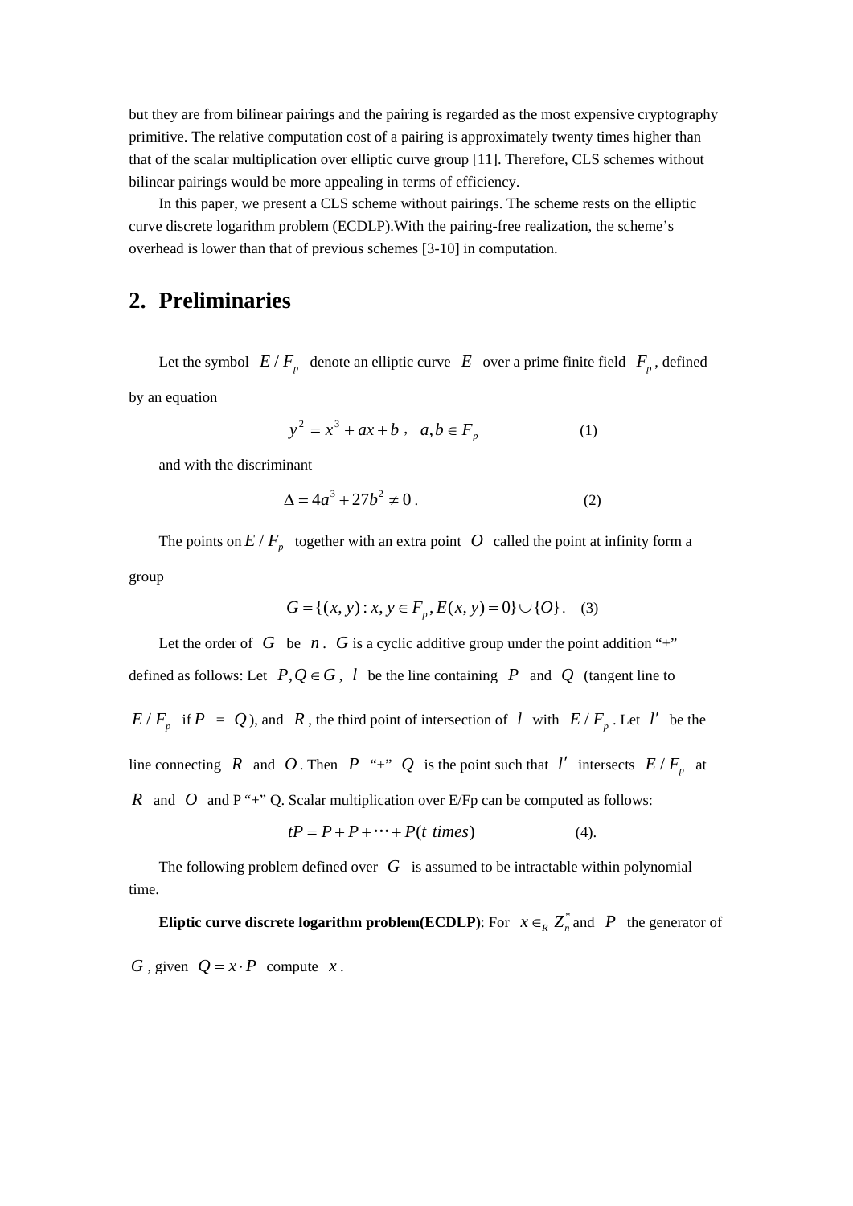but they are from bilinear pairings and the pairing is regarded as the most expensive cryptography primitive. The relative computation cost of a pairing is approximately twenty times higher than that of the scalar multiplication over elliptic curve group [11]. Therefore, CLS schemes without bilinear pairings would be more appealing in terms of efficiency.

In this paper, we present a CLS scheme without pairings. The scheme rests on the elliptic curve discrete logarithm problem (ECDLP).With the pairing-free realization, the scheme's overhead is lower than that of previous schemes [3-10] in computation.

## 2. Preliminaries

Let the symbol $E / F_p$ denote an elliptic curve $E$ over a prime finite field $F_p$, defined by an equation

$$y^2 = x^3 + ax + b\ ,\quad a, b \in F_p \qquad (1)$$

and with the discriminant

$$\Delta = 4a^3 + 27b^2 \neq 0\ . \qquad (2)$$

The points on $E / F_p$ together with an extra point $O$ called the point at infinity form a group

$$G = \{(x, y) : x, y \in F_p, E(x, y) = 0\} \cup \{O\}\ . \qquad (3)$$

Let the order of $G$ be $n$. $G$ is a cyclic additive group under the point addition "+" defined as follows: Let $P, Q \in G$, $l$ be the line containing $P$ and $Q$ (tangent line to $E / F_p$ if $P = Q$), and $R$, the third point of intersection of $l$ with $E / F_p$. Let $l'$ be the line connecting $R$ and $O$. Then $P$ "+" $Q$ is the point such that $l'$ intersects $E / F_p$ at $R$ and $O$ and P "+" Q. Scalar multiplication over E/Fp can be computed as follows:

$$tP = P + P + \cdots + P(t\ times) \qquad (4).$$

The following problem defined over $G$ is assumed to be intractable within polynomial time.

**Eliptic curve discrete logarithm problem(ECDLP)**: For $x \in_R Z_n^*$ and $P$ the generator of $G$, given $Q = x \cdot P$ compute $x$.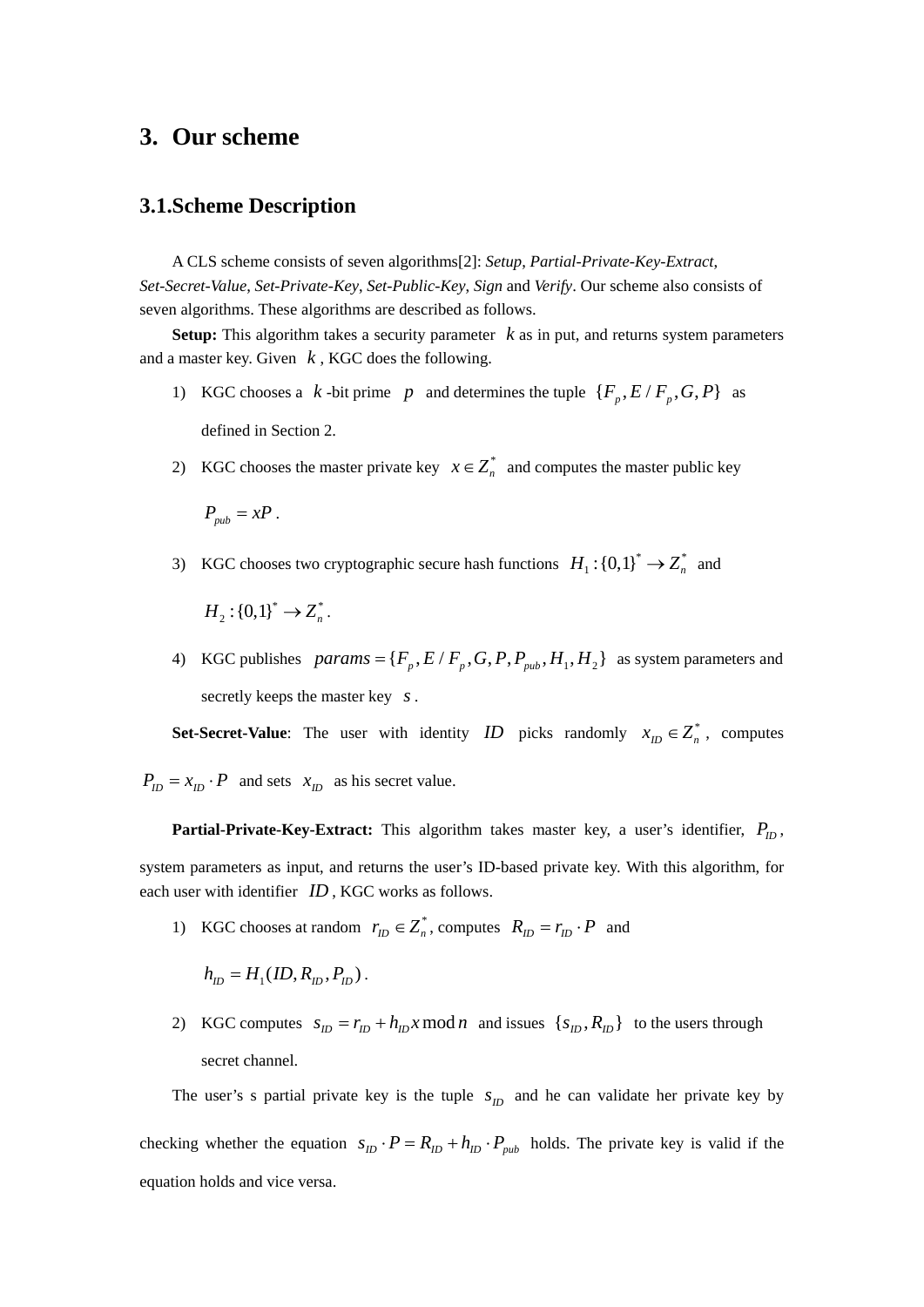# 3. Our scheme

## 3.1.Scheme Description

A CLS scheme consists of seven algorithms[2]: *Setup*, *Partial-Private-Key-Extract*, *Set-Secret-Value*, *Set-Private-Key*, *Set-Public-Key*, *Sign* and *Verify*. Our scheme also consists of seven algorithms. These algorithms are described as follows.

**Setup:** This algorithm takes a security parameter $k$ as in put, and returns system parameters and a master key. Given $k$ , KGC does the following.

1) KGC chooses a $k$ -bit prime $p$ and determines the tuple $\{F_p, E/F_p, G, P\}$ as defined in Section 2.
2) KGC chooses the master private key $x \in Z_n^*$ and computes the master public key $P_{pub} = xP$ .
3) KGC chooses two cryptographic secure hash functions $H_1 : \{0,1\}^* \to Z_n^*$ and $H_2 : \{0,1\}^* \to Z_n^*$ .
4) KGC publishes $params = \{F_p, E/F_p, G, P, P_{pub}, H_1, H_2\}$ as system parameters and secretly keeps the master key $s$ .

**Set-Secret-Value**: The user with identity $ID$ picks randomly $x_{ID} \in Z_n^*$ , computes $P_{ID} = x_{ID} \cdot P$ and sets $x_{ID}$ as his secret value.

**Partial-Private-Key-Extract:** This algorithm takes master key, a user's identifier, $P_{ID}$ , system parameters as input, and returns the user's ID-based private key. With this algorithm, for each user with identifier $ID$ , KGC works as follows.

1) KGC chooses at random $r_{ID} \in Z_n^*$ , computes $R_{ID} = r_{ID} \cdot P$ and $h_{ID} = H_1(ID, R_{ID}, P_{ID})$ .
2) KGC computes $s_{ID} = r_{ID} + h_{ID} x \bmod n$ and issues $\{s_{ID}, R_{ID}\}$ to the users through secret channel.

The user's s partial private key is the tuple $s_{ID}$ and he can validate her private key by checking whether the equation $s_{ID} \cdot P = R_{ID} + h_{ID} \cdot P_{pub}$ holds. The private key is valid if the equation holds and vice versa.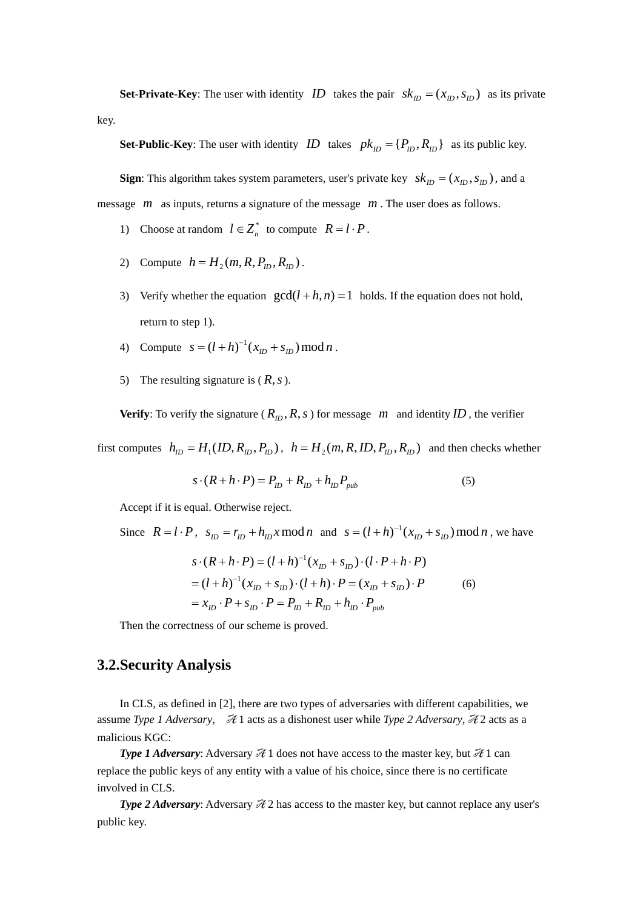**Set-Private-Key**: The user with identity $ID$ takes the pair $sk_{ID} = (x_{ID}, s_{ID})$ as its private key.

**Set-Public-Key**: The user with identity $ID$ takes $pk_{ID} = \{P_{ID}, R_{ID}\}$ as its public key.

**Sign**: This algorithm takes system parameters, user's private key $sk_{ID} = (x_{ID}, s_{ID})$, and a message $m$ as inputs, returns a signature of the message $m$. The user does as follows.

1) Choose at random $l \in Z_n^*$ to compute $R = l \cdot P$.
2) Compute $h = H_2(m, R, P_{ID}, R_{ID})$.
3) Verify whether the equation $\gcd(l + h, n) = 1$ holds. If the equation does not hold, return to step 1).
4) Compute $s = (l + h)^{-1}(x_{ID} + s_{ID}) \bmod n$.
5) The resulting signature is ( $R, s$ ).

**Verify**: To verify the signature ( $R_{ID}, R, s$ ) for message $m$ and identity $ID$, the verifier first computes $h_{ID} = H_1(ID, R_{ID}, P_{ID})$, $h = H_2(m, R, ID, P_{ID}, R_{ID})$ and then checks whether

$$s \cdot (R + h \cdot P) = P_{ID} + R_{ID} + h_{ID} P_{pub} \tag{5}$$

Accept if it is equal. Otherwise reject.

Since $R = l \cdot P$, $s_{ID} = r_{ID} + h_{ID} x \bmod n$ and $s = (l + h)^{-1}(x_{ID} + s_{ID}) \bmod n$, we have

$$\begin{aligned} s \cdot (R + h \cdot P) &= (l + h)^{-1}(x_{ID} + s_{ID}) \cdot (l \cdot P + h \cdot P) \\ &= (l + h)^{-1}(x_{ID} + s_{ID}) \cdot (l + h) \cdot P = (x_{ID} + s_{ID}) \cdot P \\ &= x_{ID} \cdot P + s_{ID} \cdot P = P_{ID} + R_{ID} + h_{ID} \cdot P_{pub} \end{aligned} \tag{6}$$

Then the correctness of our scheme is proved.

## 3.2.Security Analysis

In CLS, as defined in [2], there are two types of adversaries with different capabilities, we assume *Type 1 Adversary*, $\mathcal{A}1$ acts as a dishonest user while *Type 2 Adversary*, $\mathcal{A}2$ acts as a malicious KGC:

***Type 1 Adversary***: Adversary $\mathcal{A}1$ does not have access to the master key, but $\mathcal{A}1$ can replace the public keys of any entity with a value of his choice, since there is no certificate involved in CLS.

***Type 2 Adversary***: Adversary $\mathcal{A}2$ has access to the master key, but cannot replace any user's public key.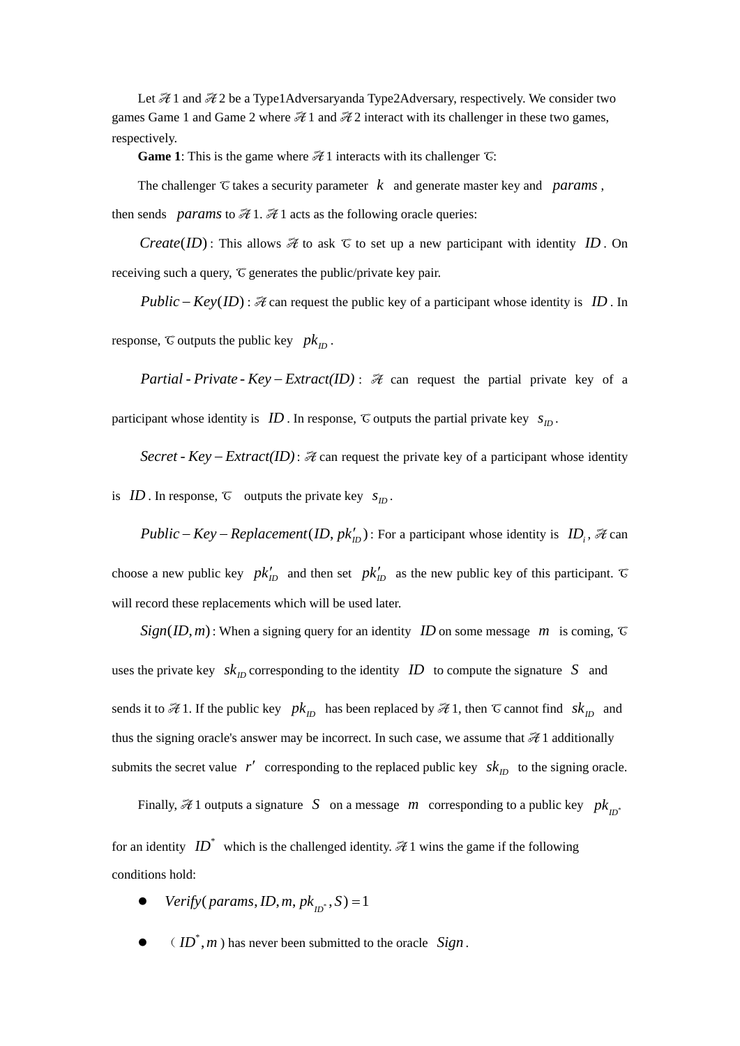Let $\mathcal{A}1$ and $\mathcal{A}2$ be a Type1Adversaryanda Type2Adversary, respectively. We consider two games Game 1 and Game 2 where $\mathcal{A}1$ and $\mathcal{A}2$ interact with its challenger in these two games, respectively.

**Game 1**: This is the game where $\mathcal{A}1$ interacts with its challenger $\mathcal{C}$:

The challenger $\mathcal{C}$ takes a security parameter $k$ and generate master key and $params$, then sends $params$ to $\mathcal{A}1$. $\mathcal{A}1$ acts as the following oracle queries:

$Create(ID)$: This allows $\mathcal{A}$ to ask $\mathcal{C}$ to set up a new participant with identity $ID$. On receiving such a query, $\mathcal{C}$ generates the public/private key pair.

$Public-Key(ID)$: $\mathcal{A}$ can request the public key of a participant whose identity is $ID$. In response, $\mathcal{C}$ outputs the public key $pk_{ID}$.

$Partial\text{-}Private\text{-}Key-Extract(ID)$: $\mathcal{A}$ can request the partial private key of a participant whose identity is $ID$. In response, $\mathcal{C}$ outputs the partial private key $s_{ID}$.

$Secret\text{-}Key-Extract(ID)$: $\mathcal{A}$ can request the private key of a participant whose identity is $ID$. In response, $\mathcal{C}$ outputs the private key $s_{ID}$.

$Public-Key-Replacement(ID, pk'_{ID})$: For a participant whose identity is $ID_i$, $\mathcal{A}$ can choose a new public key $pk'_{ID}$ and then set $pk'_{ID}$ as the new public key of this participant. $\mathcal{C}$ will record these replacements which will be used later.

$Sign(ID, m)$: When a signing query for an identity $ID$ on some message $m$ is coming, $\mathcal{C}$ uses the private key $sk_{ID}$ corresponding to the identity $ID$ to compute the signature $S$ and sends it to $\mathcal{A}1$. If the public key $pk_{ID}$ has been replaced by $\mathcal{A}1$, then $\mathcal{C}$ cannot find $sk_{ID}$ and thus the signing oracle's answer may be incorrect. In such case, we assume that $\mathcal{A}1$ additionally submits the secret value $r'$ corresponding to the replaced public key $sk_{ID}$ to the signing oracle.

Finally, $\mathcal{A}1$ outputs a signature $S$ on a message $m$ corresponding to a public key $pk_{ID^*}$ for an identity $ID^*$ which is the challenged identity. $\mathcal{A}1$ wins the game if the following conditions hold:

- $Verify(params, ID, m, pk_{ID^*}, S) = 1$
- （$ID^*, m$）has never been submitted to the oracle $Sign$.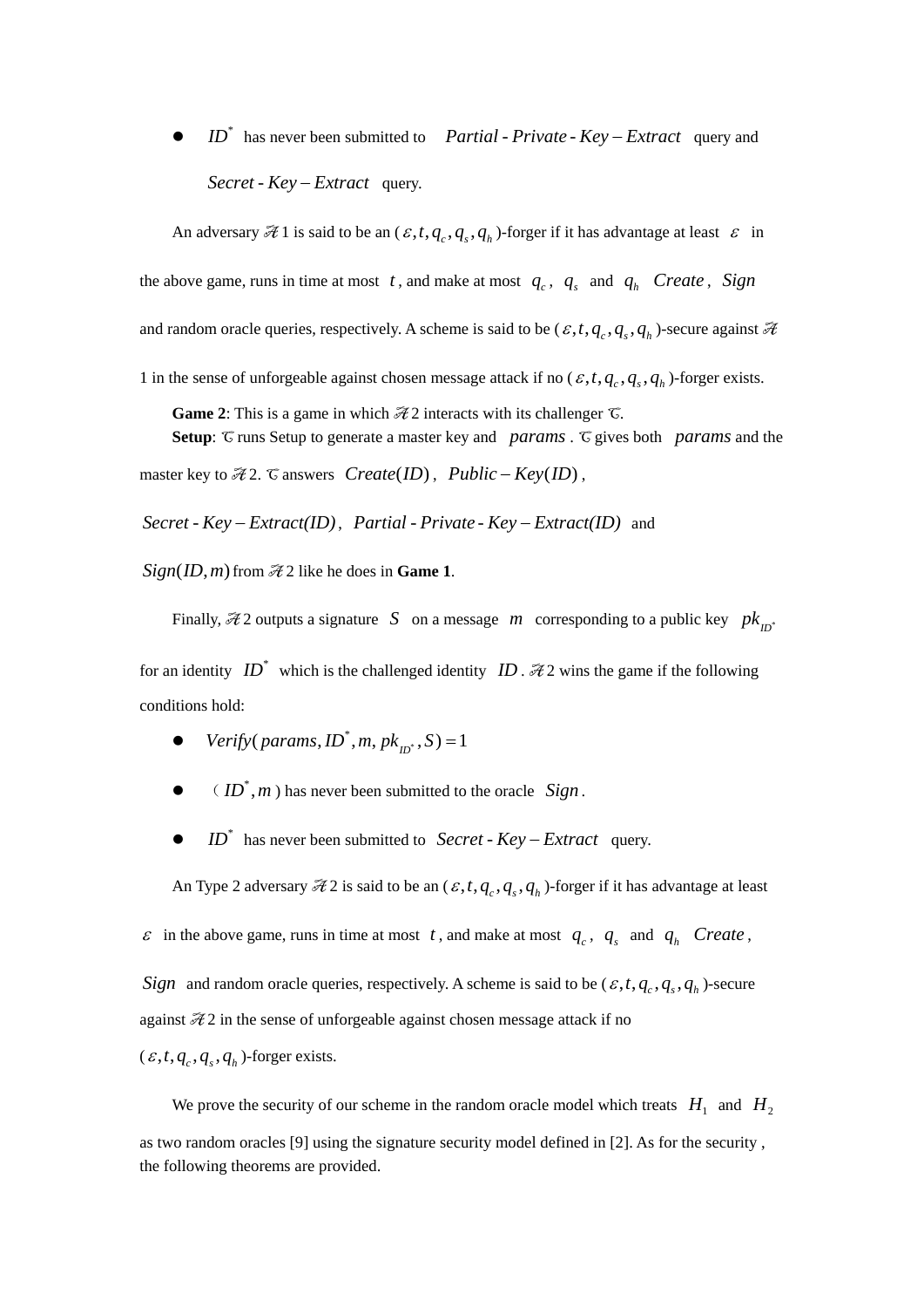- $ID^*$ has never been submitted to $Partial\text{-}Private\text{-}Key-Extract$ query and $Secret\text{-}Key-Extract$ query.

An adversary $\mathcal{A}$1 is said to be an ($\varepsilon, t, q_c, q_s, q_h$)-forger if it has advantage at least $\varepsilon$ in the above game, runs in time at most $t$, and make at most $q_c$, $q_s$ and $q_h$ $Create$, $Sign$ and random oracle queries, respectively. A scheme is said to be ($\varepsilon, t, q_c, q_s, q_h$)-secure against $\mathcal{A}$1 in the sense of unforgeable against chosen message attack if no ($\varepsilon, t, q_c, q_s, q_h$)-forger exists.

**Game 2**: This is a game in which $\mathcal{A}$2 interacts with its challenger $\mathcal{C}$.

**Setup**: $\mathcal{C}$ runs Setup to generate a master key and $params$. $\mathcal{C}$ gives both $params$ and the master key to $\mathcal{A}$2. $\mathcal{C}$ answers $Create(ID)$, $Public-Key(ID)$, $Secret\text{-}Key-Extract(ID)$, $Partial\text{-}Private\text{-}Key-Extract(ID)$ and $Sign(ID, m)$ from $\mathcal{A}$2 like he does in **Game 1**.

Finally, $\mathcal{A}$2 outputs a signature $S$ on a message $m$ corresponding to a public key $pk_{ID^*}$ for an identity $ID^*$ which is the challenged identity $ID$. $\mathcal{A}$2 wins the game if the following conditions hold:

- $Verify(params, ID^*, m, pk_{ID^*}, S) = 1$
- （$ID^*, m$) has never been submitted to the oracle $Sign$.
- $ID^*$ has never been submitted to $Secret\text{-}Key-Extract$ query.

An Type 2 adversary $\mathcal{A}$2 is said to be an ($\varepsilon, t, q_c, q_s, q_h$)-forger if it has advantage at least $\varepsilon$ in the above game, runs in time at most $t$, and make at most $q_c$, $q_s$ and $q_h$ $Create$, $Sign$ and random oracle queries, respectively. A scheme is said to be ($\varepsilon, t, q_c, q_s, q_h$)-secure against $\mathcal{A}$2 in the sense of unforgeable against chosen message attack if no ($\varepsilon, t, q_c, q_s, q_h$)-forger exists.

We prove the security of our scheme in the random oracle model which treats $H_1$ and $H_2$ as two random oracles [9] using the signature security model defined in [2]. As for the security , the following theorems are provided.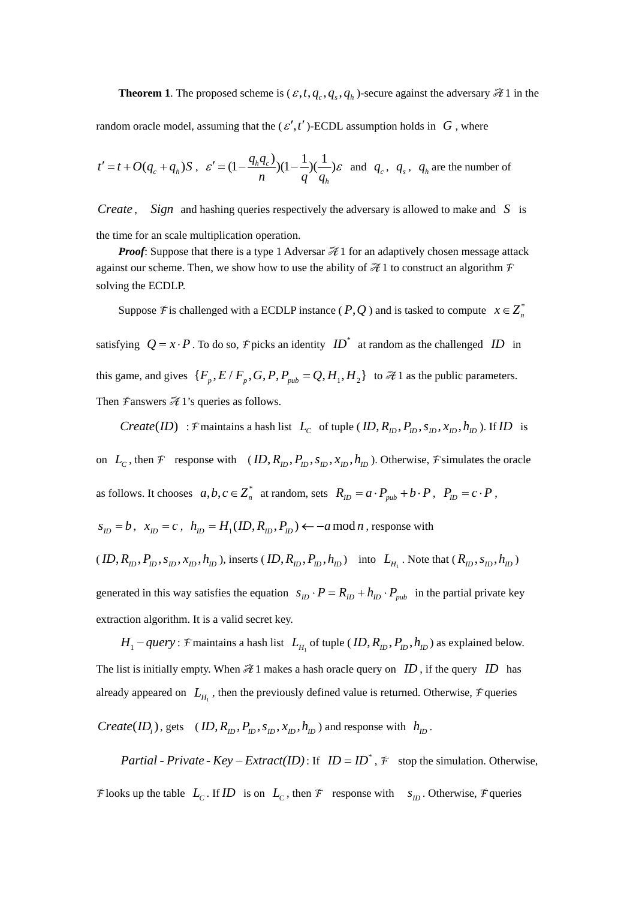**Theorem 1**. The proposed scheme is ($\varepsilon, t, q_c, q_s, q_h$)-secure against the adversary $\mathscr{A}$1 in the random oracle model, assuming that the ($\varepsilon', t'$)-ECDL assumption holds in $G$, where $t' = t + O(q_c + q_h)S$, $\varepsilon' = (1 - \frac{q_h q_c)}{n})(1 - \frac{1}{q})(\frac{1}{q_h})\varepsilon$ and $q_c$, $q_s$, $q_h$ are the number of $Create$, $Sign$ and hashing queries respectively the adversary is allowed to make and $S$ is the time for an scale multiplication operation.

***Proof***: Suppose that there is a type 1 Adversar $\mathscr{A}$1 for an adaptively chosen message attack against our scheme. Then, we show how to use the ability of $\mathscr{A}$1 to construct an algorithm $\mathscr{F}$ solving the ECDLP.

Suppose $\mathscr{F}$ is challenged with a ECDLP instance ($P, Q$) and is tasked to compute $x \in Z_n^*$ satisfying $Q = x \cdot P$. To do so, $\mathscr{F}$ picks an identity $ID^*$ at random as the challenged $ID$ in this game, and gives $\{F_p, E/F_p, G, P, P_{pub} = Q, H_1, H_2\}$ to $\mathscr{A}$1 as the public parameters. Then $\mathscr{F}$ answers $\mathscr{A}$1's queries as follows.

$Create(ID)$ : $\mathscr{F}$ maintains a hash list $L_C$ of tuple ($ID, R_{ID}, P_{ID}, s_{ID}, x_{ID}, h_{ID}$). If $ID$ is on $L_C$, then $\mathscr{F}$ response with ($ID, R_{ID}, P_{ID}, s_{ID}, x_{ID}, h_{ID}$). Otherwise, $\mathscr{F}$ simulates the oracle as follows. It chooses $a, b, c \in Z_n^*$ at random, sets $R_{ID} = a \cdot P_{pub} + b \cdot P$, $P_{ID} = c \cdot P$, $s_{ID} = b$, $x_{ID} = c$, $h_{ID} = H_1(ID, R_{ID}, P_{ID}) \leftarrow -a \bmod n$, response with ($ID, R_{ID}, P_{ID}, s_{ID}, x_{ID}, h_{ID}$), inserts ($ID, R_{ID}, P_{ID}, h_{ID}$) into $L_{H_1}$. Note that ($R_{ID}, s_{ID}, h_{ID}$) generated in this way satisfies the equation $s_{ID} \cdot P = R_{ID} + h_{ID} \cdot P_{pub}$ in the partial private key extraction algorithm. It is a valid secret key.

$H_1 - query$ : $\mathscr{F}$ maintains a hash list $L_{H_1}$ of tuple ($ID, R_{ID}, P_{ID}, h_{ID}$) as explained below. The list is initially empty. When $\mathscr{A}$1 makes a hash oracle query on $ID$, if the query $ID$ has already appeared on $L_{H_1}$, then the previously defined value is returned. Otherwise, $\mathscr{F}$ queries $Create(ID_i)$, gets ($ID, R_{ID}, P_{ID}, s_{ID}, x_{ID}, h_{ID}$) and response with $h_{ID}$.

$Partial\text{-}Private\text{-}Key - Extract(ID)$ : If $ID = ID^*$, $\mathscr{F}$ stop the simulation. Otherwise, $\mathscr{F}$ looks up the table $L_C$. If $ID$ is on $L_C$, then $\mathscr{F}$ response with $s_{ID}$. Otherwise, $\mathscr{F}$ queries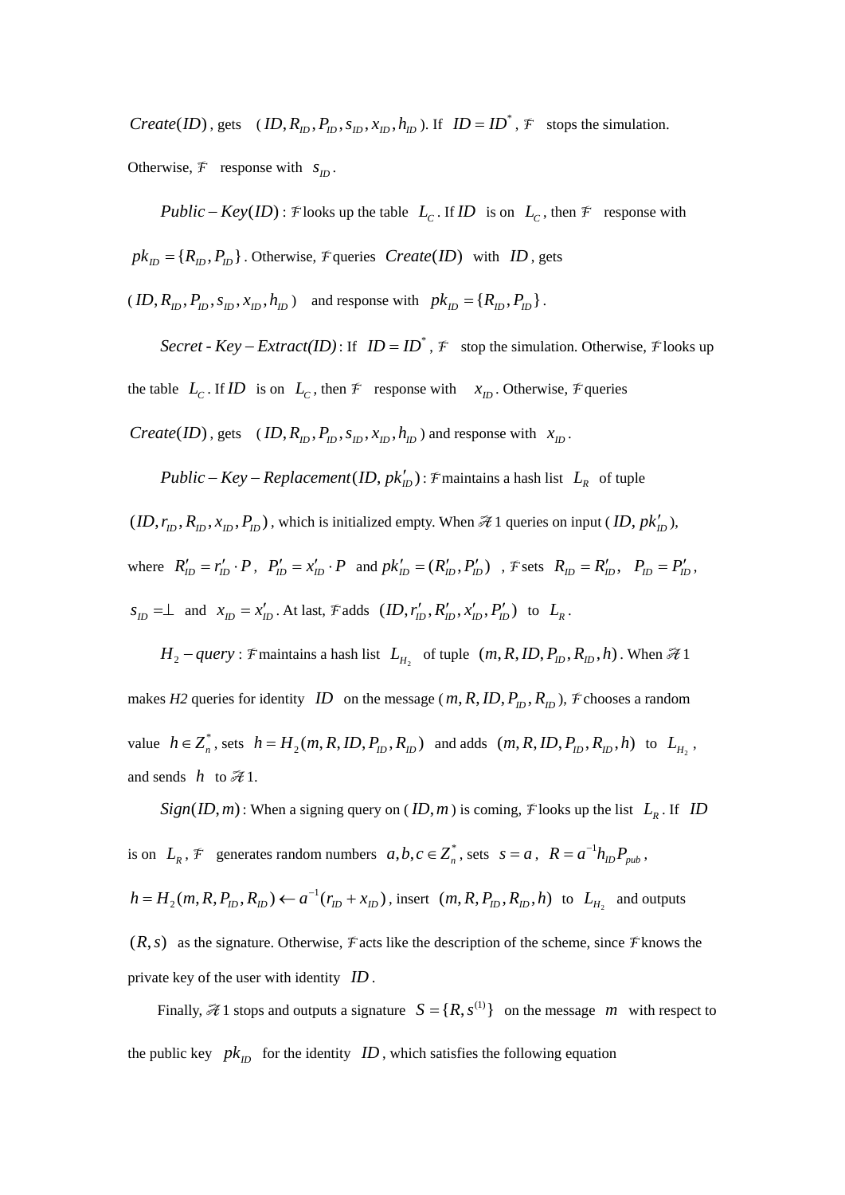$Create(ID)$, gets $(ID, R_{ID}, P_{ID}, s_{ID}, x_{ID}, h_{ID})$. If $ID = ID^*$, $\mathcal{F}$ stops the simulation. Otherwise, $\mathcal{F}$ response with $s_{ID}$.

$Public-Key(ID)$: $\mathcal{F}$ looks up the table $L_C$. If $ID$ is on $L_C$, then $\mathcal{F}$ response with $pk_{ID} = \{R_{ID}, P_{ID}\}$. Otherwise, $\mathcal{F}$ queries $Create(ID)$ with $ID$, gets $(ID, R_{ID}, P_{ID}, s_{ID}, x_{ID}, h_{ID})$ and response with $pk_{ID} = \{R_{ID}, P_{ID}\}$.

$Secret\text{-}Key-Extract(ID)$: If $ID = ID^*$, $\mathcal{F}$ stop the simulation. Otherwise, $\mathcal{F}$ looks up the table $L_C$. If $ID$ is on $L_C$, then $\mathcal{F}$ response with $x_{ID}$. Otherwise, $\mathcal{F}$ queries $Create(ID)$, gets $(ID, R_{ID}, P_{ID}, s_{ID}, x_{ID}, h_{ID})$ and response with $x_{ID}$.

$Public-Key-Replacement(ID, pk'_{ID})$: $\mathcal{F}$ maintains a hash list $L_R$ of tuple $(ID, r_{ID}, R_{ID}, x_{ID}, P_{ID})$, which is initialized empty. When $\mathcal{A}1$ queries on input $(ID, pk'_{ID})$, where $R'_{ID} = r'_{ID} \cdot P$, $P'_{ID} = x'_{ID} \cdot P$ and $pk'_{ID} = (R'_{ID}, P'_{ID})$, $\mathcal{F}$ sets $R_{ID} = R'_{ID}$, $P_{ID} = P'_{ID}$, $s_{ID} = \perp$ and $x_{ID} = x'_{ID}$. At last, $\mathcal{F}$ adds $(ID, r'_{ID}, R'_{ID}, x'_{ID}, P'_{ID})$ to $L_R$.

$H_2-query$: $\mathcal{F}$ maintains a hash list $L_{H_2}$ of tuple $(m, R, ID, P_{ID}, R_{ID}, h)$. When $\mathcal{A}1$ makes *H2* queries for identity $ID$ on the message $(m, R, ID, P_{ID}, R_{ID})$, $\mathcal{F}$ chooses a random value $h \in Z_n^*$, sets $h = H_2(m, R, ID, P_{ID}, R_{ID})$ and adds $(m, R, ID, P_{ID}, R_{ID}, h)$ to $L_{H_2}$, and sends $h$ to $\mathcal{A}1$.

$Sign(ID, m)$: When a signing query on $(ID, m)$ is coming, $\mathcal{F}$ looks up the list $L_R$. If $ID$ is on $L_R$, $\mathcal{F}$ generates random numbers $a, b, c \in Z_n^*$, sets $s = a$, $R = a^{-1}h_{ID}P_{pub}$, $h = H_2(m, R, P_{ID}, R_{ID}) \leftarrow a^{-1}(r_{ID} + x_{ID})$, insert $(m, R, P_{ID}, R_{ID}, h)$ to $L_{H_2}$ and outputs $(R, s)$ as the signature. Otherwise, $\mathcal{F}$ acts like the description of the scheme, since $\mathcal{F}$ knows the private key of the user with identity $ID$.

Finally, $\mathcal{A}1$ stops and outputs a signature $S = \{R, s^{(1)}\}$ on the message $m$ with respect to the public key $pk_{ID}$ for the identity $ID$, which satisfies the following equation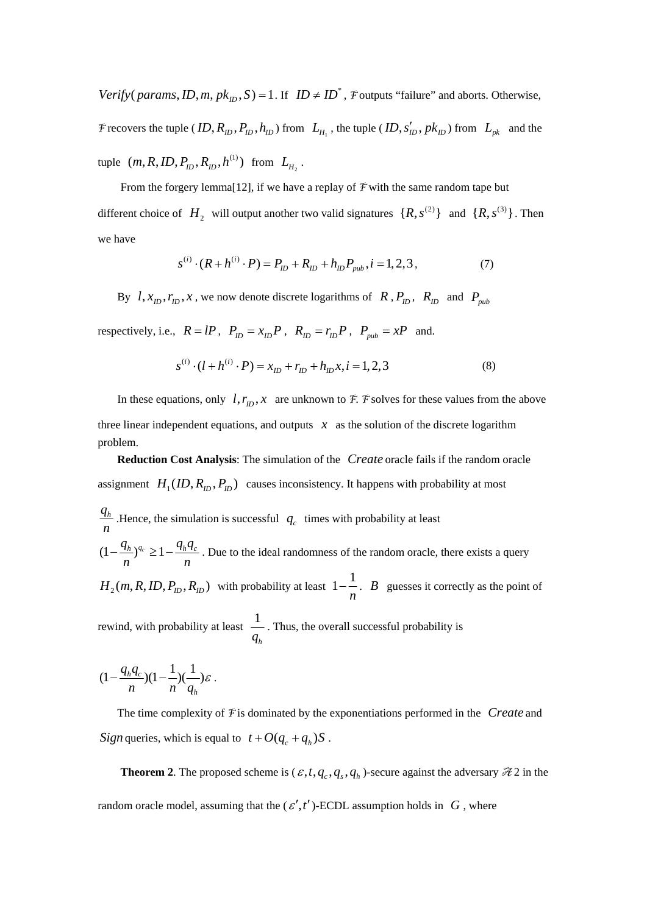$Verify(params, ID, m, pk_{ID}, S) = 1$. If $ID \neq ID^*$, $\mathcal{F}$ outputs "failure" and aborts. Otherwise, $\mathcal{F}$ recovers the tuple ($ID, R_{ID}, P_{ID}, h_{ID}$) from $L_{H_1}$, the tuple ($ID, s'_{ID}, pk_{ID}$) from $L_{pk}$ and the tuple $(m, R, ID, P_{ID}, R_{ID}, h^{(1)})$ from $L_{H_2}$.

From the forgery lemma[12], if we have a replay of $\mathcal{F}$ with the same random tape but different choice of $H_2$ will output another two valid signatures $\{R, s^{(2)}\}$ and $\{R, s^{(3)}\}$. Then we have

$$s^{(i)} \cdot (R + h^{(i)} \cdot P) = P_{ID} + R_{ID} + h_{ID} P_{pub}, i = 1, 2, 3, \qquad (7)$$

By $l, x_{ID}, r_{ID}, x$, we now denote discrete logarithms of $R$, $P_{ID}$, $R_{ID}$ and $P_{pub}$ respectively, i.e., $R = lP$, $P_{ID} = x_{ID} P$, $R_{ID} = r_{ID} P$, $P_{pub} = xP$ and.

$$s^{(i)} \cdot (l + h^{(i)} \cdot P) = x_{ID} + r_{ID} + h_{ID} x, i = 1, 2, 3 \qquad (8)$$

In these equations, only $l, r_{ID}, x$ are unknown to $\mathcal{F}$. $\mathcal{F}$ solves for these values from the above three linear independent equations, and outputs $x$ as the solution of the discrete logarithm problem.

**Reduction Cost Analysis**: The simulation of the $Create$ oracle fails if the random oracle assignment $H_1(ID, R_{ID}, P_{ID})$ causes inconsistency. It happens with probability at most $\frac{q_h}{n}$ .Hence, the simulation is successful $q_c$ times with probability at least $(1 - \frac{q_h}{n})^{q_c} \geq 1 - \frac{q_h q_c}{n}$. Due to the ideal randomness of the random oracle, there exists a query $H_2(m, R, ID, P_{ID}, R_{ID})$ with probability at least $1 - \frac{1}{n}$. $B$ guesses it correctly as the point of rewind, with probability at least $\frac{1}{q_h}$. Thus, the overall successful probability is

$$(1 - \frac{q_h q_c}{n})(1 - \frac{1}{n})(\frac{1}{q_h})\varepsilon .$$

The time complexity of $\mathcal{F}$ is dominated by the exponentiations performed in the $Create$ and $Sign$ queries, which is equal to $t + O(q_c + q_h)S$.

**Theorem 2**. The proposed scheme is ($\varepsilon, t, q_c, q_s, q_h$)-secure against the adversary $\mathcal{A}2$ in the random oracle model, assuming that the ($\varepsilon', t'$)-ECDL assumption holds in $G$, where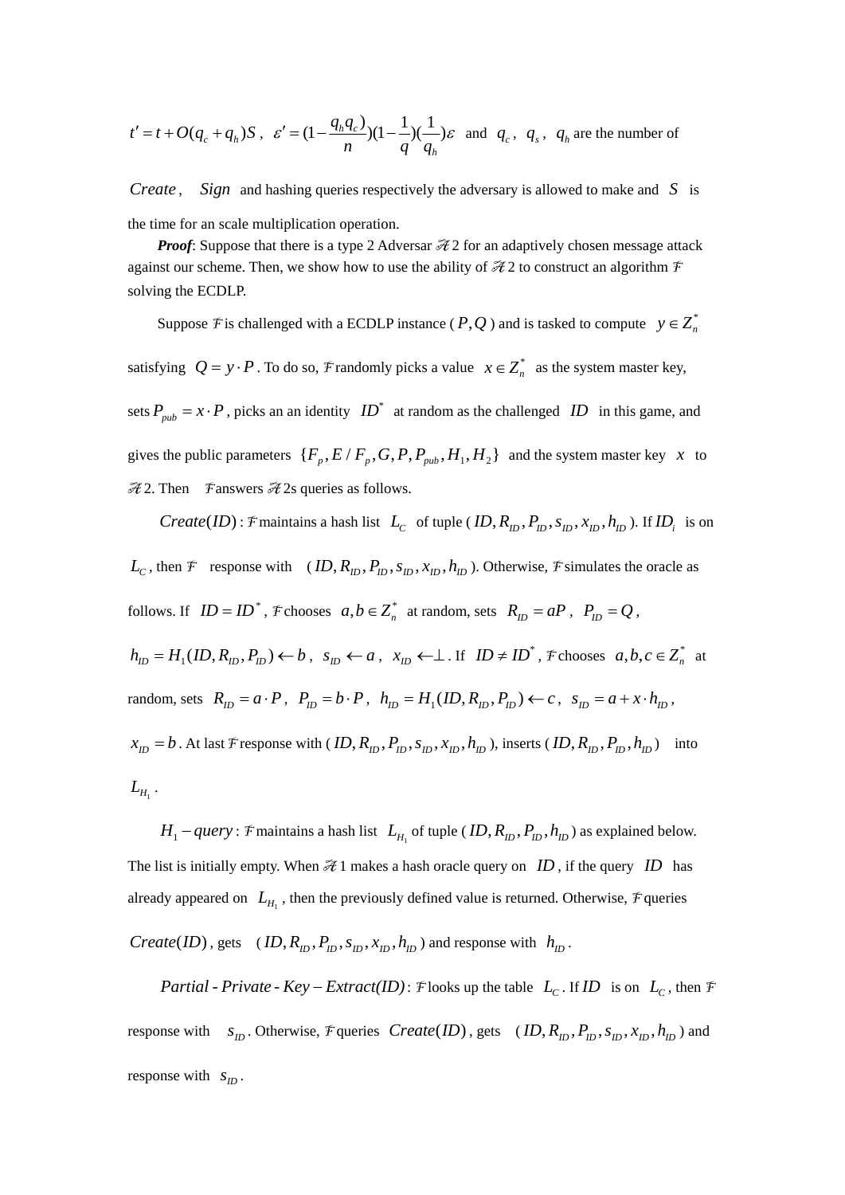$t' = t + O(q_c + q_h)S$ , $\varepsilon' = (1 - \frac{q_h q_c)}{n})(1 - \frac{1}{q})(\frac{1}{q_h})\varepsilon$ and $q_c$ , $q_s$ , $q_h$ are the number of

$Create$ , $Sign$ and hashing queries respectively the adversary is allowed to make and $S$ is the time for an scale multiplication operation.

***Proof***: Suppose that there is a type 2 Adversar $\mathscr{A}2$ for an adaptively chosen message attack against our scheme. Then, we show how to use the ability of $\mathscr{A}2$ to construct an algorithm $\mathcal{F}$ solving the ECDLP.

Suppose $\mathcal{F}$ is challenged with a ECDLP instance ( $P, Q$ ) and is tasked to compute $y \in Z_n^*$ satisfying $Q = y \cdot P$ . To do so, $\mathcal{F}$ randomly picks a value $x \in Z_n^*$ as the system master key, sets $P_{pub} = x \cdot P$ , picks an an identity $ID^*$ at random as the challenged $ID$ in this game, and gives the public parameters $\{F_p, E / F_p, G, P, P_{pub}, H_1, H_2\}$ and the system master key $x$ to $\mathscr{A}2$. Then $\mathcal{F}$ answers $\mathscr{A}2$s queries as follows.

$Create(ID)$ : $\mathcal{F}$ maintains a hash list $L_C$ of tuple ( $ID, R_{ID}, P_{ID}, s_{ID}, x_{ID}, h_{ID}$ ). If $ID_i$ is on $L_C$ , then $\mathcal{F}$ response with ( $ID, R_{ID}, P_{ID}, s_{ID}, x_{ID}, h_{ID}$ ). Otherwise, $\mathcal{F}$ simulates the oracle as follows. If $ID = ID^*$ , $\mathcal{F}$ chooses $a, b \in Z_n^*$ at random, sets $R_{ID} = aP$ , $P_{ID} = Q$ , $h_{ID} = H_1(ID, R_{ID}, P_{ID}) \leftarrow b$ , $s_{ID} \leftarrow a$ , $x_{ID} \leftarrow \perp$ . If $ID \neq ID^*$ , $\mathcal{F}$ chooses $a, b, c \in Z_n^*$ at random, sets $R_{ID} = a \cdot P$ , $P_{ID} = b \cdot P$ , $h_{ID} = H_1(ID, R_{ID}, P_{ID}) \leftarrow c$ , $s_{ID} = a + x \cdot h_{ID}$ , $x_{ID} = b$ . At last $\mathcal{F}$ response with ( $ID, R_{ID}, P_{ID}, s_{ID}, x_{ID}, h_{ID}$ ), inserts ( $ID, R_{ID}, P_{ID}, h_{ID}$ ) into $L_{H_1}$ .

$H_1 - query$ : $\mathcal{F}$ maintains a hash list $L_{H_1}$ of tuple ( $ID, R_{ID}, P_{ID}, h_{ID}$ ) as explained below. The list is initially empty. When $\mathscr{A}1$ makes a hash oracle query on $ID$ , if the query $ID$ has already appeared on $L_{H_1}$ , then the previously defined value is returned. Otherwise, $\mathcal{F}$ queries $Create(ID)$ , gets ( $ID, R_{ID}, P_{ID}, s_{ID}, x_{ID}, h_{ID}$ ) and response with $h_{ID}$ .

$Partial\text{-}Private\text{-}Key - Extract(ID)$ : $\mathcal{F}$ looks up the table $L_C$ . If $ID$ is on $L_C$ , then $\mathcal{F}$ response with $s_{ID}$ . Otherwise, $\mathcal{F}$ queries $Create(ID)$ , gets ( $ID, R_{ID}, P_{ID}, s_{ID}, x_{ID}, h_{ID}$ ) and response with $s_{ID}$ .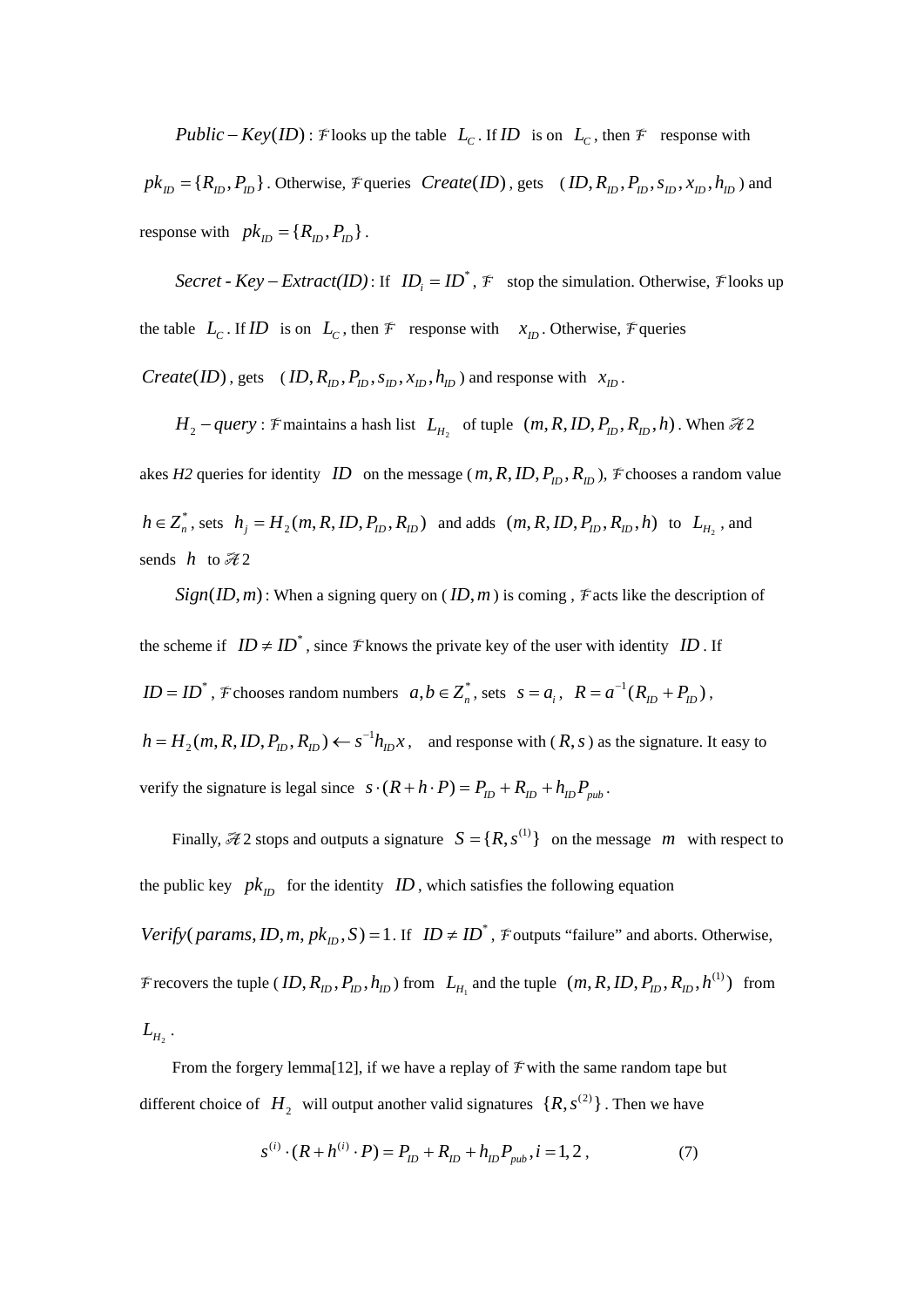$Public-Key(ID)$: $\mathcal{F}$ looks up the table $L_C$. If $ID$ is on $L_C$, then $\mathcal{F}$ response with $pk_{ID}=\{R_{ID},P_{ID}\}$. Otherwise, $\mathcal{F}$ queries $Create(ID)$, gets $(ID,R_{ID},P_{ID},s_{ID},x_{ID},h_{ID})$ and response with $pk_{ID}=\{R_{ID},P_{ID}\}$.

$Secret\text{-}Key-Extract(ID)$: If $ID_i = ID^*$, $\mathcal{F}$ stop the simulation. Otherwise, $\mathcal{F}$ looks up the table $L_C$. If $ID$ is on $L_C$, then $\mathcal{F}$ response with $x_{ID}$. Otherwise, $\mathcal{F}$ queries $Create(ID)$, gets $(ID,R_{ID},P_{ID},s_{ID},x_{ID},h_{ID})$ and response with $x_{ID}$.

$H_2-query$: $\mathcal{F}$ maintains a hash list $L_{H_2}$ of tuple $(m,R,ID,P_{ID},R_{ID},h)$. When $\mathcal{A}2$ akes *H2* queries for identity $ID$ on the message $(m,R,ID,P_{ID},R_{ID})$, $\mathcal{F}$ chooses a random value $h\in Z_n^*$, sets $h_j = H_2(m,R,ID,P_{ID},R_{ID})$ and adds $(m,R,ID,P_{ID},R_{ID},h)$ to $L_{H_2}$, and sends $h$ to $\mathcal{A}2$

$Sign(ID,m)$: When a signing query on $(ID,m)$ is coming , $\mathcal{F}$ acts like the description of the scheme if $ID \neq ID^*$, since $\mathcal{F}$ knows the private key of the user with identity $ID$. If $ID = ID^*$, $\mathcal{F}$ chooses random numbers $a,b\in Z_n^*$, sets $s=a_i$, $R=a^{-1}(R_{ID}+P_{ID})$, $h=H_2(m,R,ID,P_{ID},R_{ID}) \leftarrow s^{-1}h_{ID}x$, and response with $(R,s)$ as the signature. It easy to verify the signature is legal since $s\cdot(R+h\cdot P)=P_{ID}+R_{ID}+h_{ID}P_{pub}$.

Finally, $\mathcal{A}2$ stops and outputs a signature $S=\{R,s^{(1)}\}$ on the message $m$ with respect to the public key $pk_{ID}$ for the identity $ID$, which satisfies the following equation $Verify(params,ID,m,pk_{ID},S)=1$. If $ID\neq ID^*$, $\mathcal{F}$ outputs "failure" and aborts. Otherwise, $\mathcal{F}$ recovers the tuple $(ID,R_{ID},P_{ID},h_{ID})$ from $L_{H_1}$ and the tuple $(m,R,ID,P_{ID},R_{ID},h^{(1)})$ from $L_{H_2}$.

From the forgery lemma[12], if we have a replay of $\mathcal{F}$ with the same random tape but different choice of $H_2$ will output another valid signatures $\{R,s^{(2)}\}$. Then we have

$$s^{(i)}\cdot(R+h^{(i)}\cdot P)=P_{ID}+R_{ID}+h_{ID}P_{pub}, i=1,2, \qquad (7)$$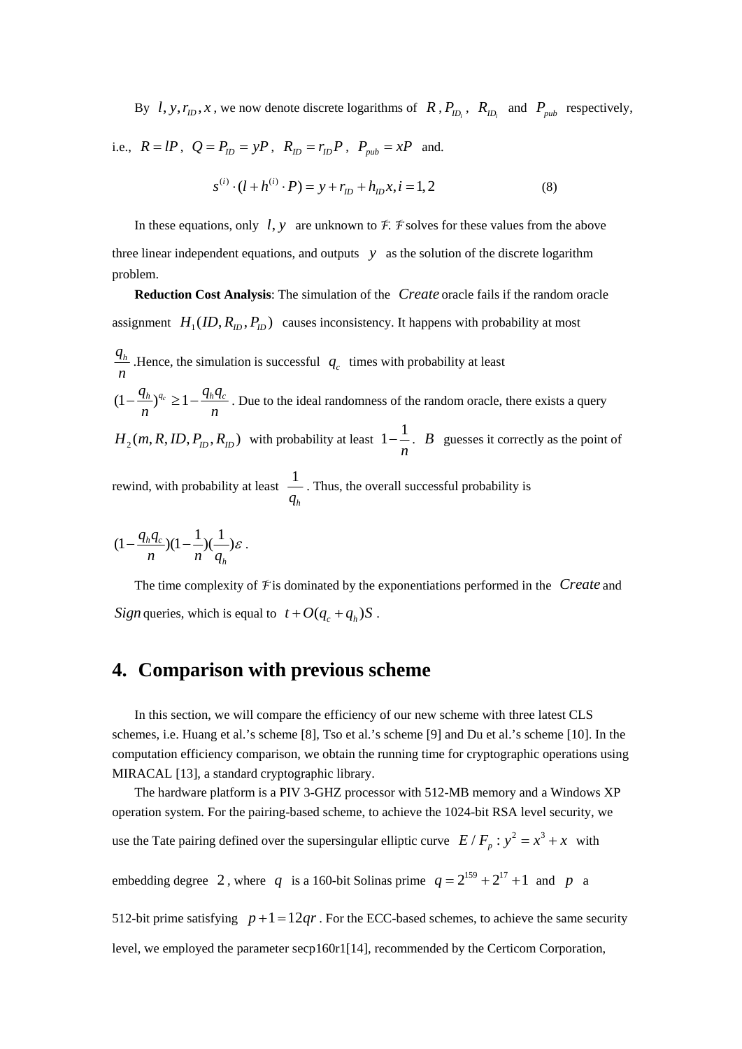By $l, y, r_{ID}, x$, we now denote discrete logarithms of $R$, $P_{ID_i}$, $R_{ID_i}$ and $P_{pub}$ respectively, i.e., $R = lP$, $Q = P_{ID} = yP$, $R_{ID} = r_{ID}P$, $P_{pub} = xP$ and.

$$s^{(i)} \cdot (l + h^{(i)} \cdot P) = y + r_{ID} + h_{ID}x, i = 1, 2 \qquad (8)$$

In these equations, only $l, y$ are unknown to $\mathcal{F}$. $\mathcal{F}$ solves for these values from the above three linear independent equations, and outputs $y$ as the solution of the discrete logarithm problem.

**Reduction Cost Analysis**: The simulation of the $Create$ oracle fails if the random oracle assignment $H_1(ID, R_{ID}, P_{ID})$ causes inconsistency. It happens with probability at most $\frac{q_h}{n}$ .Hence, the simulation is successful $q_c$ times with probability at least $(1 - \frac{q_h}{n})^{q_c} \geq 1 - \frac{q_h q_c}{n}$. Due to the ideal randomness of the random oracle, there exists a query $H_2(m, R, ID, P_{ID}, R_{ID})$ with probability at least $1 - \frac{1}{n}$. $B$ guesses it correctly as the point of rewind, with probability at least $\frac{1}{q_h}$. Thus, the overall successful probability is

$$(1 - \frac{q_h q_c}{n})(1 - \frac{1}{n})(\frac{1}{q_h})\varepsilon .$$

The time complexity of $\mathcal{F}$ is dominated by the exponentiations performed in the $Create$ and $Sign$ queries, which is equal to $t + O(q_c + q_h)S$.

# 4. Comparison with previous scheme

In this section, we will compare the efficiency of our new scheme with three latest CLS schemes, i.e. Huang et al.'s scheme [8], Tso et al.'s scheme [9] and Du et al.'s scheme [10]. In the computation efficiency comparison, we obtain the running time for cryptographic operations using MIRACAL [13], a standard cryptographic library.

The hardware platform is a PIV 3-GHZ processor with 512-MB memory and a Windows XP operation system. For the pairing-based scheme, to achieve the 1024-bit RSA level security, we use the Tate pairing defined over the supersingular elliptic curve $E / F_p : y^2 = x^3 + x$ with embedding degree $2$, where $q$ is a 160-bit Solinas prime $q = 2^{159} + 2^{17} + 1$ and $p$ a 512-bit prime satisfying $p + 1 = 12qr$. For the ECC-based schemes, to achieve the same security level, we employed the parameter secp160r1[14], recommended by the Certicom Corporation,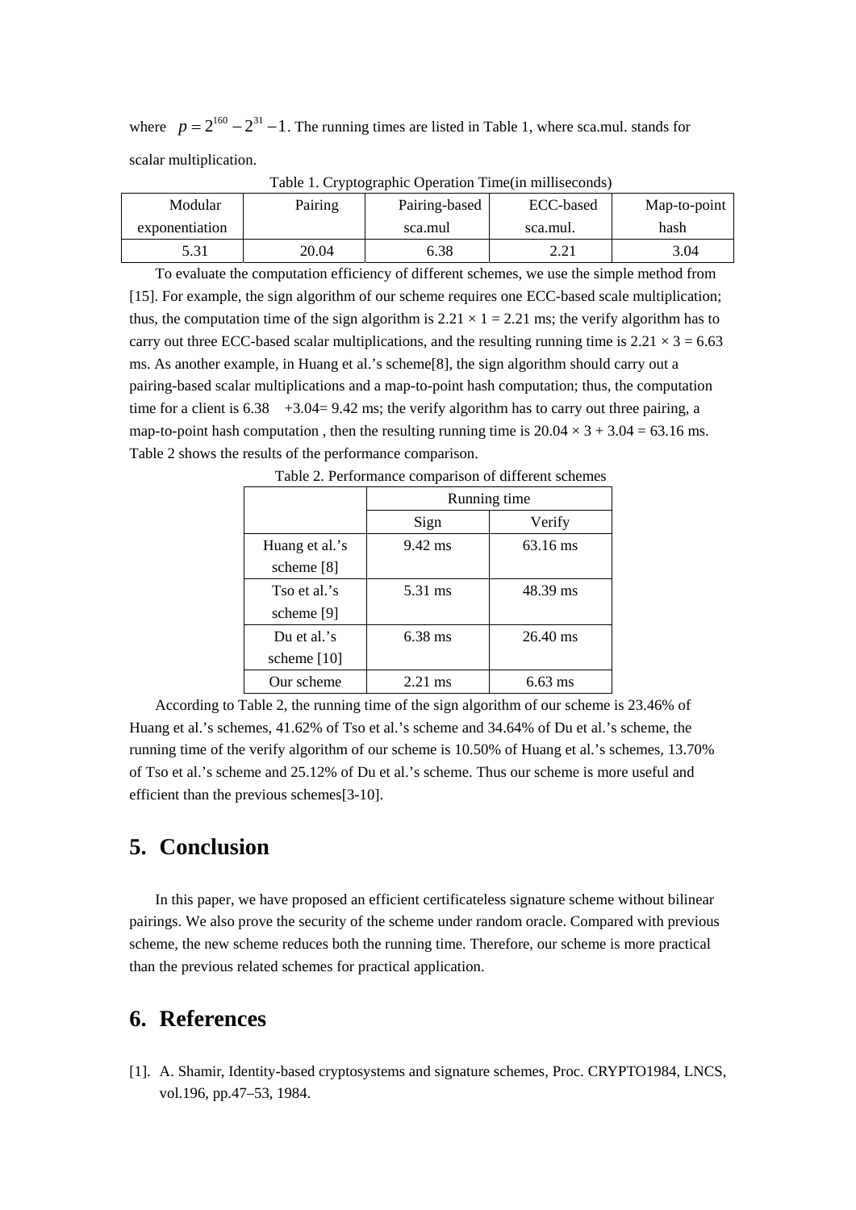where $p = 2^{160} - 2^{31} - 1$. The running times are listed in Table 1, where sca.mul. stands for scalar multiplication.

Table 1. Cryptographic Operation Time(in milliseconds)

| Modular exponentiation | Pairing | Pairing-based sca.mul | ECC-based sca.mul. | Map-to-point hash |
|---|---|---|---|---|
| 5.31 | 20.04 | 6.38 | 2.21 | 3.04 |

To evaluate the computation efficiency of different schemes, we use the simple method from [15]. For example, the sign algorithm of our scheme requires one ECC-based scale multiplication; thus, the computation time of the sign algorithm is 2.21 × 1 = 2.21 ms; the verify algorithm has to carry out three ECC-based scalar multiplications, and the resulting running time is 2.21 × 3 = 6.63 ms. As another example, in Huang et al.'s scheme[8], the sign algorithm should carry out a pairing-based scalar multiplications and a map-to-point hash computation; thus, the computation time for a client is 6.38 +3.04= 9.42 ms; the verify algorithm has to carry out three pairing, a map-to-point hash computation , then the resulting running time is 20.04 × 3 + 3.04 = 63.16 ms. Table 2 shows the results of the performance comparison.

Table 2. Performance comparison of different schemes

| | Running time | |
|---|---|---|
| | Sign | Verify |
| Huang et al.'s scheme [8] | 9.42 ms | 63.16 ms |
| Tso et al.'s scheme [9] | 5.31 ms | 48.39 ms |
| Du et al.'s scheme [10] | 6.38 ms | 26.40 ms |
| Our scheme | 2.21 ms | 6.63 ms |

According to Table 2, the running time of the sign algorithm of our scheme is 23.46% of Huang et al.'s schemes, 41.62% of Tso et al.'s scheme and 34.64% of Du et al.'s scheme, the running time of the verify algorithm of our scheme is 10.50% of Huang et al.'s schemes, 13.70% of Tso et al.'s scheme and 25.12% of Du et al.'s scheme. Thus our scheme is more useful and efficient than the previous schemes[3-10].

## 5. Conclusion

In this paper, we have proposed an efficient certificateless signature scheme without bilinear pairings. We also prove the security of the scheme under random oracle. Compared with previous scheme, the new scheme reduces both the running time. Therefore, our scheme is more practical than the previous related schemes for practical application.

## 6. References

[1]. A. Shamir, Identity-based cryptosystems and signature schemes, Proc. CRYPTO1984, LNCS, vol.196, pp.47–53, 1984.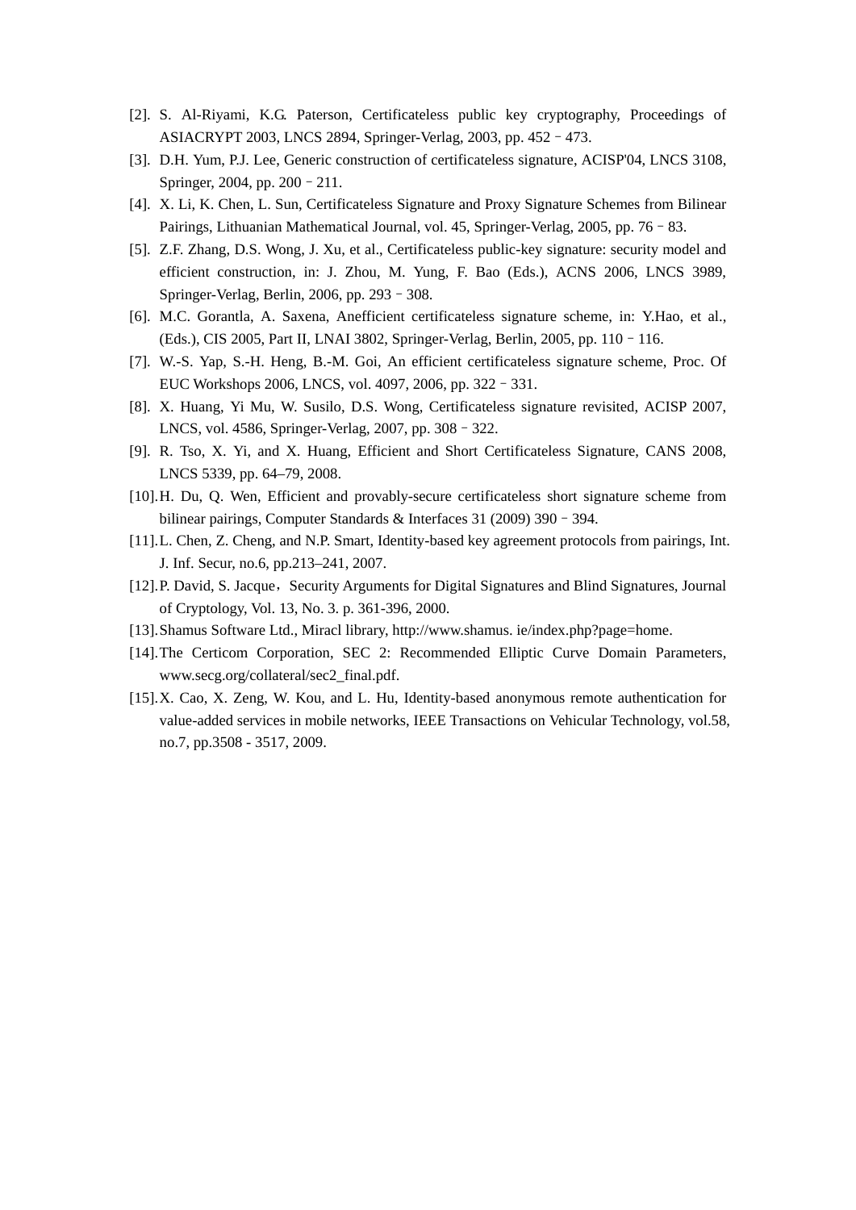[2]. S. Al-Riyami, K.G. Paterson, Certificateless public key cryptography, Proceedings of ASIACRYPT 2003, LNCS 2894, Springer-Verlag, 2003, pp. 452–473.

[3]. D.H. Yum, P.J. Lee, Generic construction of certificateless signature, ACISP'04, LNCS 3108, Springer, 2004, pp. 200–211.

[4]. X. Li, K. Chen, L. Sun, Certificateless Signature and Proxy Signature Schemes from Bilinear Pairings, Lithuanian Mathematical Journal, vol. 45, Springer-Verlag, 2005, pp. 76–83.

[5]. Z.F. Zhang, D.S. Wong, J. Xu, et al., Certificateless public-key signature: security model and efficient construction, in: J. Zhou, M. Yung, F. Bao (Eds.), ACNS 2006, LNCS 3989, Springer-Verlag, Berlin, 2006, pp. 293–308.

[6]. M.C. Gorantla, A. Saxena, Anefficient certificateless signature scheme, in: Y.Hao, et al., (Eds.), CIS 2005, Part II, LNAI 3802, Springer-Verlag, Berlin, 2005, pp. 110–116.

[7]. W.-S. Yap, S.-H. Heng, B.-M. Goi, An efficient certificateless signature scheme, Proc. Of EUC Workshops 2006, LNCS, vol. 4097, 2006, pp. 322–331.

[8]. X. Huang, Yi Mu, W. Susilo, D.S. Wong, Certificateless signature revisited, ACISP 2007, LNCS, vol. 4586, Springer-Verlag, 2007, pp. 308–322.

[9]. R. Tso, X. Yi, and X. Huang, Efficient and Short Certificateless Signature, CANS 2008, LNCS 5339, pp. 64–79, 2008.

[10]. H. Du, Q. Wen, Efficient and provably-secure certificateless short signature scheme from bilinear pairings, Computer Standards & Interfaces 31 (2009) 390–394.

[11]. L. Chen, Z. Cheng, and N.P. Smart, Identity-based key agreement protocols from pairings, Int. J. Inf. Secur, no.6, pp.213–241, 2007.

[12]. P. David, S. Jacque，Security Arguments for Digital Signatures and Blind Signatures, Journal of Cryptology, Vol. 13, No. 3. p. 361-396, 2000.

[13]. Shamus Software Ltd., Miracl library, http://www.shamus. ie/index.php?page=home.

[14]. The Certicom Corporation, SEC 2: Recommended Elliptic Curve Domain Parameters, www.secg.org/collateral/sec2_final.pdf.

[15]. X. Cao, X. Zeng, W. Kou, and L. Hu, Identity-based anonymous remote authentication for value-added services in mobile networks, IEEE Transactions on Vehicular Technology, vol.58, no.7, pp.3508 - 3517, 2009.